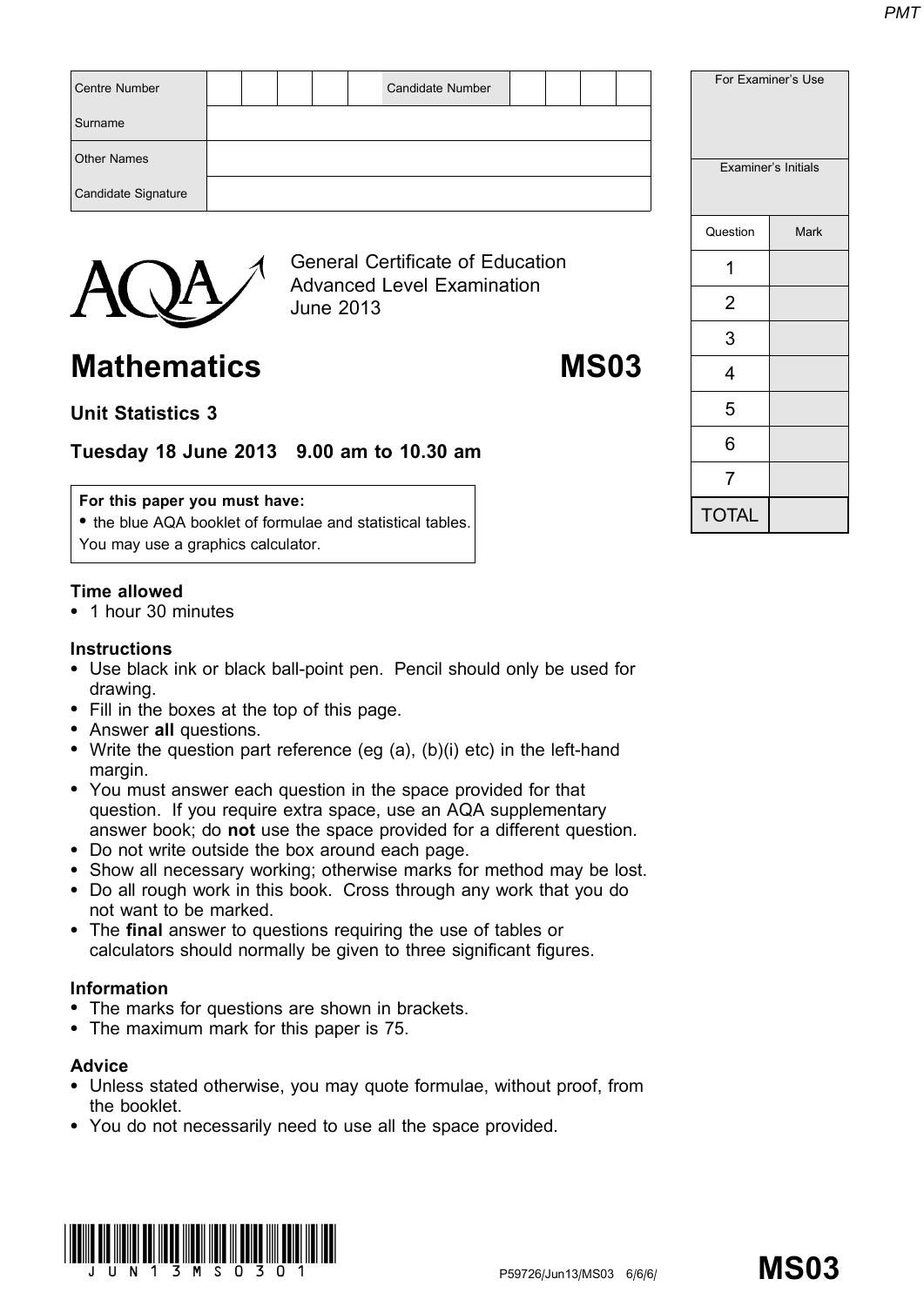| Centre Number | | | | | | Candidate Number | | | | |
|---|---|---|---|---|---|---|---|---|---|---|
| Surname | | | | | | | | | | |
| Other Names | | | | | | | | | | |
| Candidate Signature | | | | | | | | | | |

| For Examiner's Use | |
|---|---|
| Examiner's Initials | |
| Question | Mark |
| 1 | |
| 2 | |
| 3 | |
| 4 | |
| 5 | |
| 6 | |
| 7 | |
| TOTAL | |

General Certificate of Education
Advanced Level Examination
June 2013

# Mathematics MS03

## Unit Statistics 3

**Tuesday 18 June 2013 9.00 am to 10.30 am**

**For this paper you must have:**
- the blue AQA booklet of formulae and statistical tables.

You may use a graphics calculator.

**Time allowed**
- 1 hour 30 minutes

**Instructions**
- Use black ink or black ball-point pen. Pencil should only be used for drawing.
- Fill in the boxes at the top of this page.
- Answer **all** questions.
- Write the question part reference (eg (a), (b)(i) etc) in the left-hand margin.
- You must answer each question in the space provided for that question. If you require extra space, use an AQA supplementary answer book; do **not** use the space provided for a different question.
- Do not write outside the box around each page.
- Show all necessary working; otherwise marks for method may be lost.
- Do all rough work in this book. Cross through any work that you do not want to be marked.
- The **final** answer to questions requiring the use of tables or calculators should normally be given to three significant figures.

**Information**
- The marks for questions are shown in brackets.
- The maximum mark for this paper is 75.

**Advice**
- Unless stated otherwise, you may quote formulae, without proof, from the booklet.
- You do not necessarily need to use all the space provided.

P59726/Jun13/MS03 6/6/6/ **MS03**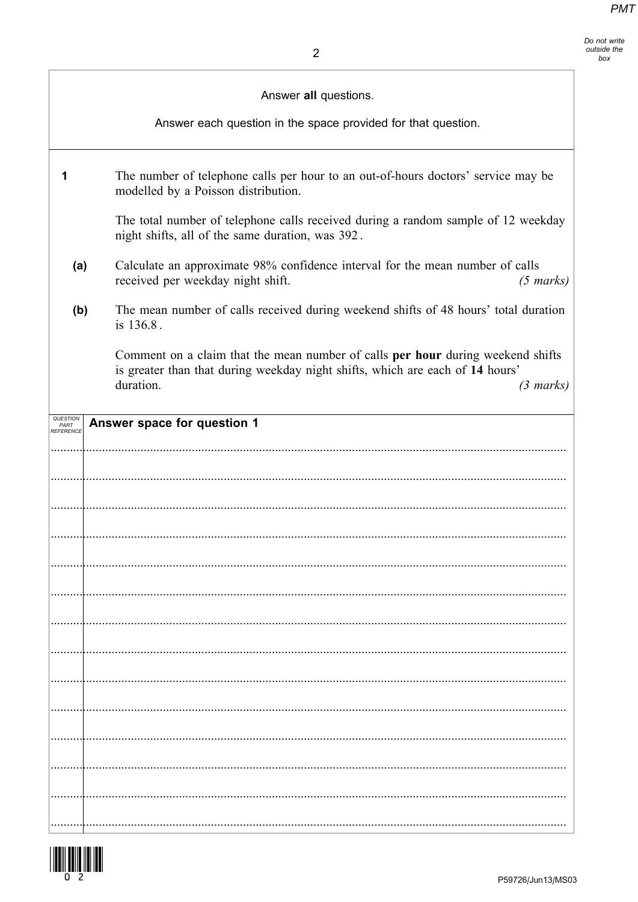Answer **all** questions.

Answer each question in the space provided for that question.

**1** The number of telephone calls per hour to an out-of-hours doctors' service may be modelled by a Poisson distribution.

The total number of telephone calls received during a random sample of 12 weekday night shifts, all of the same duration, was 392.

**(a)** Calculate an approximate 98% confidence interval for the mean number of calls received per weekday night shift. *(5 marks)*

**(b)** The mean number of calls received during weekend shifts of 48 hours' total duration is 136.8.

Comment on a claim that the mean number of calls **per hour** during weekend shifts is greater than that during weekday night shifts, which are each of **14** hours' duration. *(3 marks)*

**Answer space for question 1**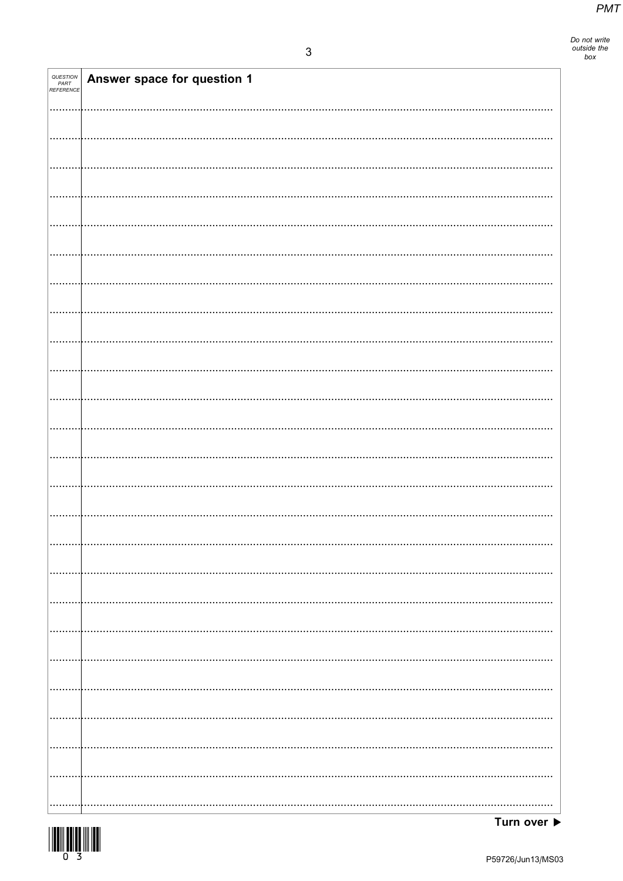| QUESTION PART REFERENCE | Answer space for question 1 |
| --- | --- |

Turn over ▶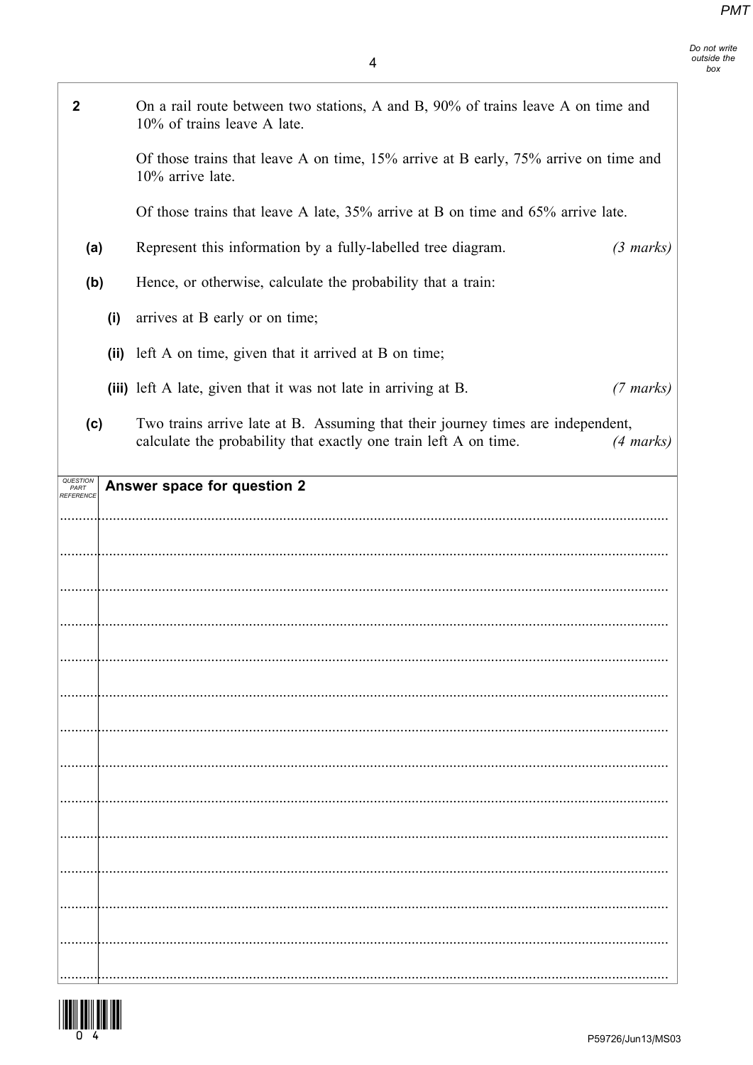**2** On a rail route between two stations, A and B, 90% of trains leave A on time and 10% of trains leave A late.

Of those trains that leave A on time, 15% arrive at B early, 75% arrive on time and 10% arrive late.

Of those trains that leave A late, 35% arrive at B on time and 65% arrive late.

**(a)** Represent this information by a fully-labelled tree diagram. *(3 marks)*

**(b)** Hence, or otherwise, calculate the probability that a train:

**(i)** arrives at B early or on time;

**(ii)** left A on time, given that it arrived at B on time;

**(iii)** left A late, given that it was not late in arriving at B. *(7 marks)*

**(c)** Two trains arrive late at B. Assuming that their journey times are independent, calculate the probability that exactly one train left A on time. *(4 marks)*

**Answer space for question 2**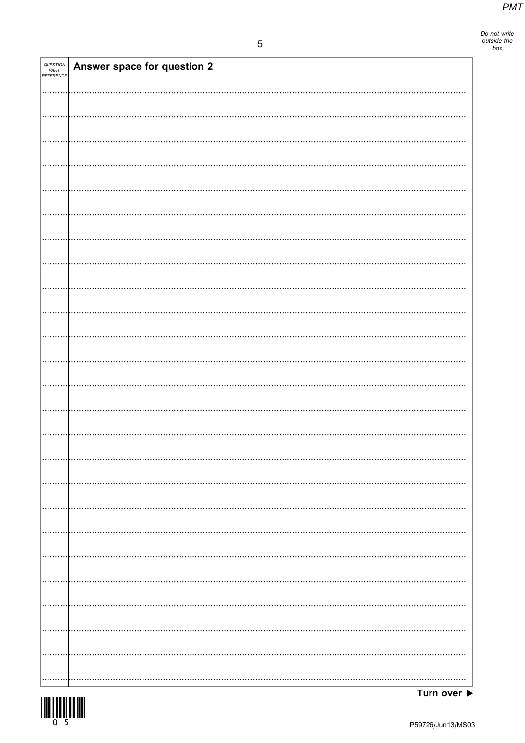| QUESTION PART REFERENCE | Answer space for question 2 |
|---|---|

Turn over ▶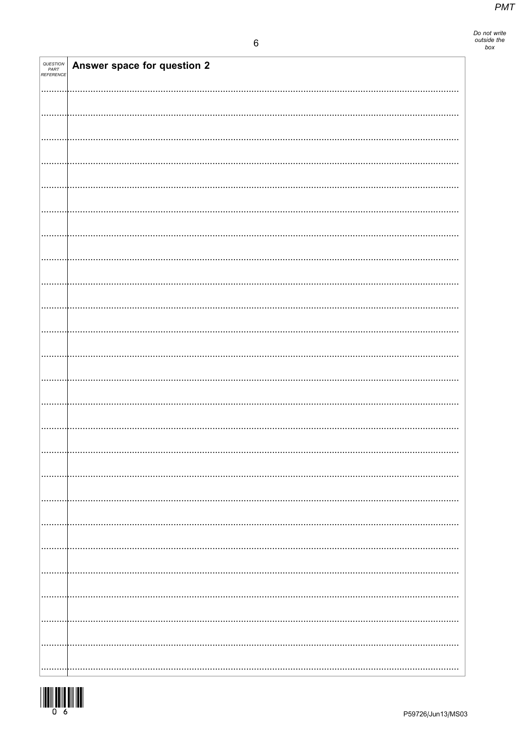| QUESTION PART REFERENCE | Answer space for question 2 |
| --- | --- |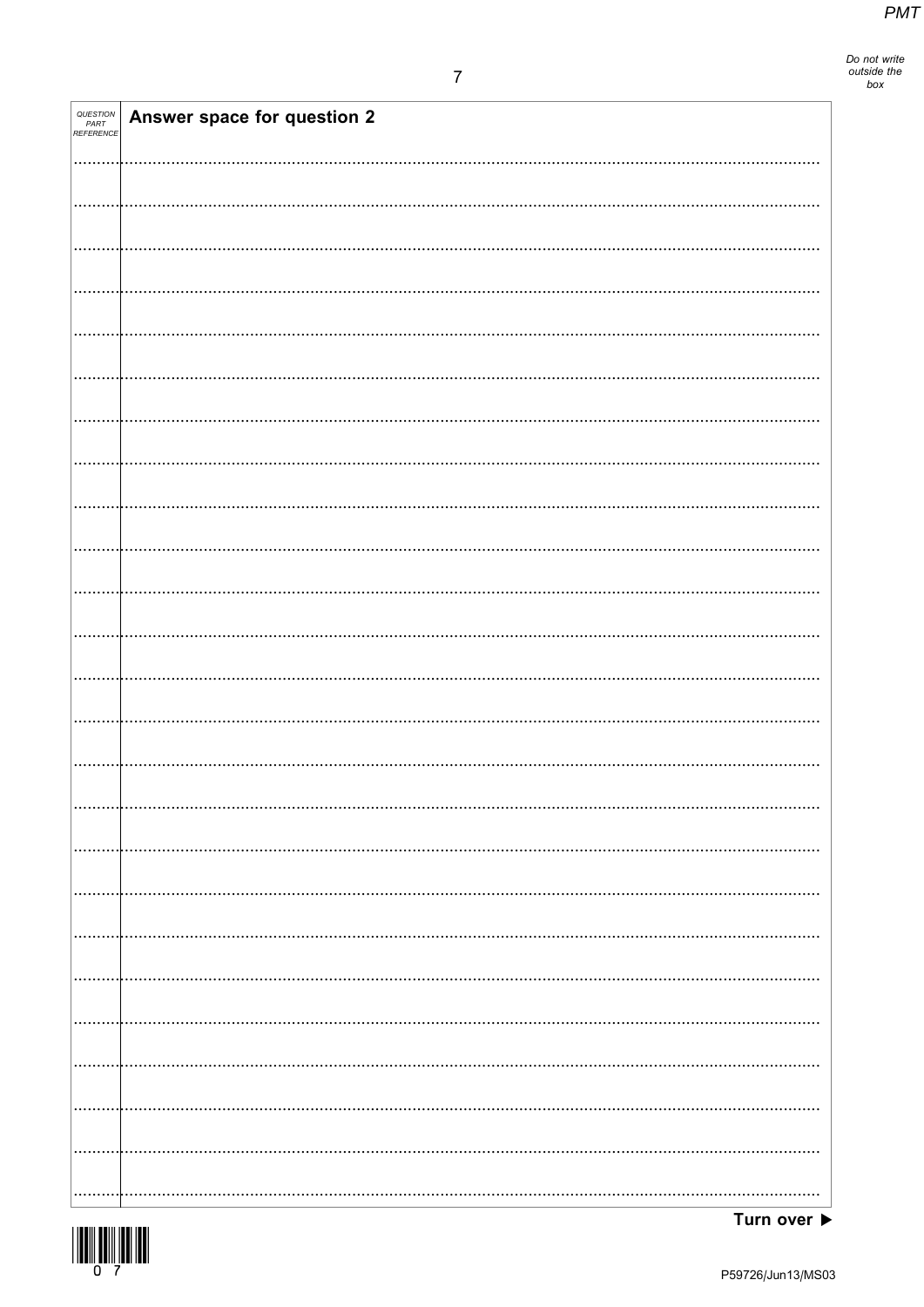QUESTION PART REFERENCE

**Answer space for question 2**

**Turn over ▶**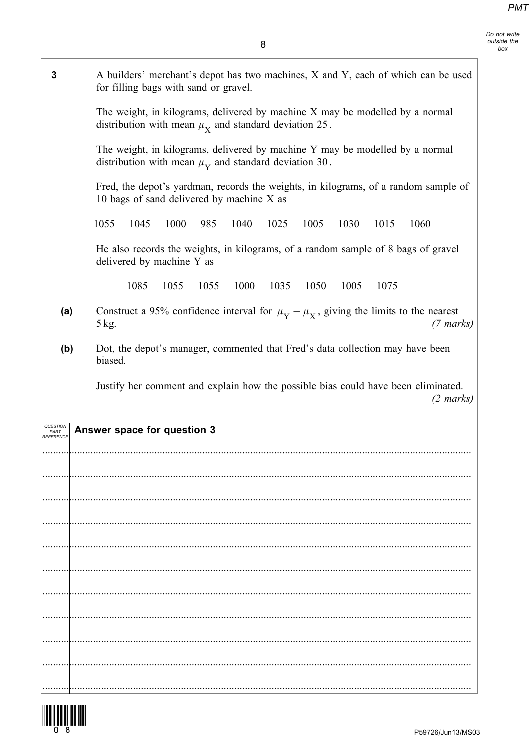**3** A builders' merchant's depot has two machines, X and Y, each of which can be used for filling bags with sand or gravel.

The weight, in kilograms, delivered by machine X may be modelled by a normal distribution with mean $\mu_X$ and standard deviation 25.

The weight, in kilograms, delivered by machine Y may be modelled by a normal distribution with mean $\mu_Y$ and standard deviation 30.

Fred, the depot's yardman, records the weights, in kilograms, of a random sample of 10 bags of sand delivered by machine X as

1055 1045 1000 985 1040 1025 1005 1030 1015 1060

He also records the weights, in kilograms, of a random sample of 8 bags of gravel delivered by machine Y as

1085 1055 1055 1000 1035 1050 1005 1075

**(a)** Construct a 95% confidence interval for $\mu_Y - \mu_X$, giving the limits to the nearest 5 kg. *(7 marks)*

**(b)** Dot, the depot's manager, commented that Fred's data collection may have been biased.

Justify her comment and explain how the possible bias could have been eliminated. *(2 marks)*

**Answer space for question 3**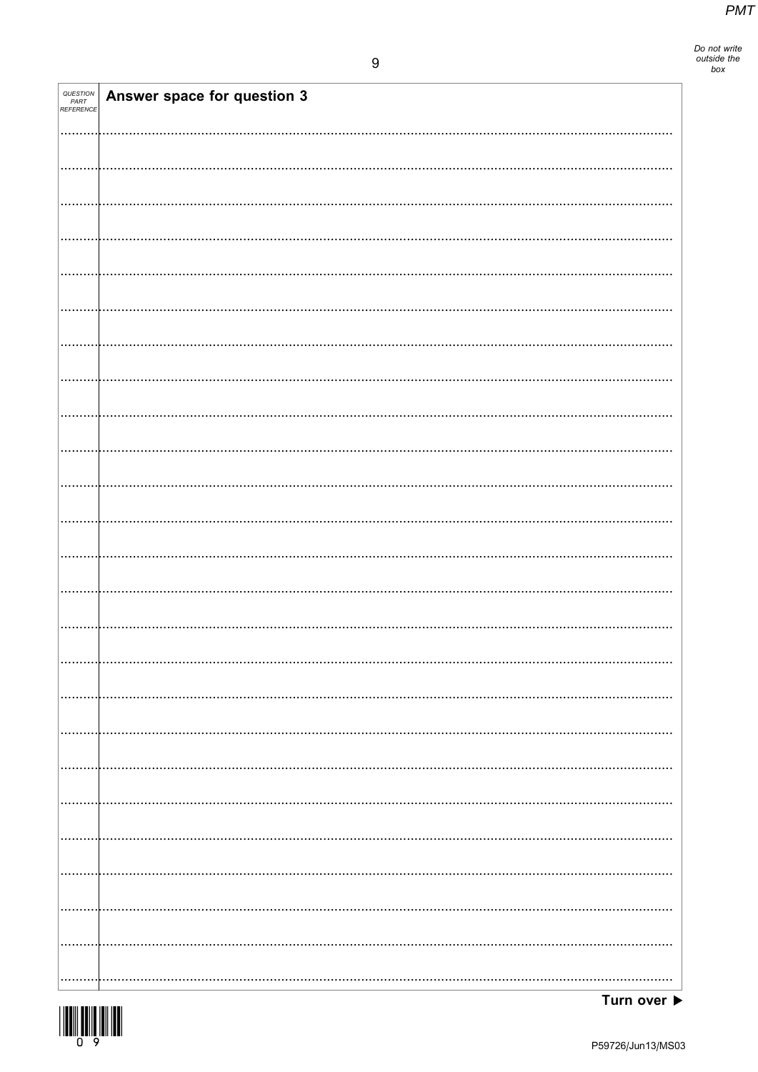| QUESTION PART REFERENCE | Answer space for question 3 |
|---|---|

Do not write outside the box

Turn over ▶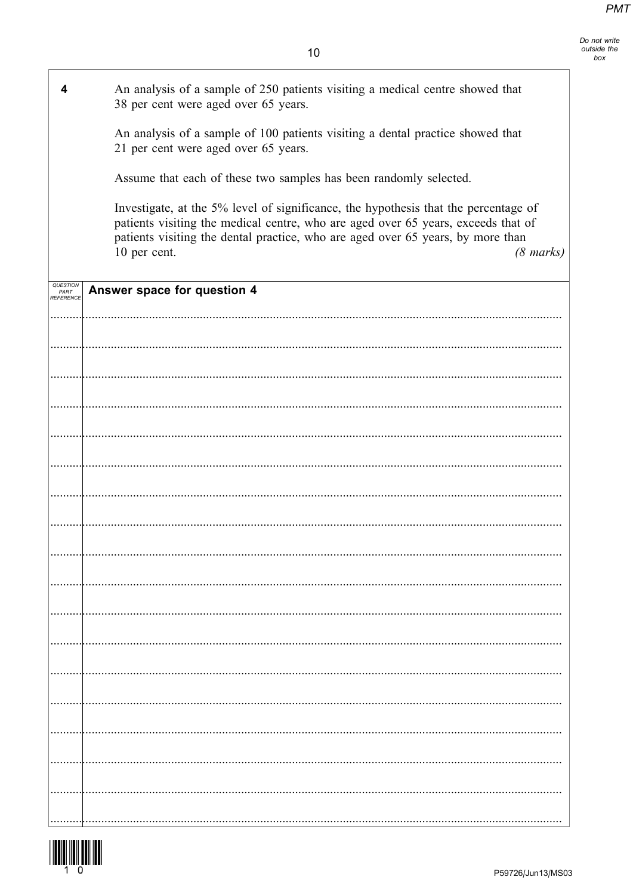**4** An analysis of a sample of 250 patients visiting a medical centre showed that 38 per cent were aged over 65 years.

An analysis of a sample of 100 patients visiting a dental practice showed that 21 per cent were aged over 65 years.

Assume that each of these two samples has been randomly selected.

Investigate, at the 5% level of significance, the hypothesis that the percentage of patients visiting the medical centre, who are aged over 65 years, exceeds that of patients visiting the dental practice, who are aged over 65 years, by more than 10 per cent. *(8 marks)*

**Answer space for question 4**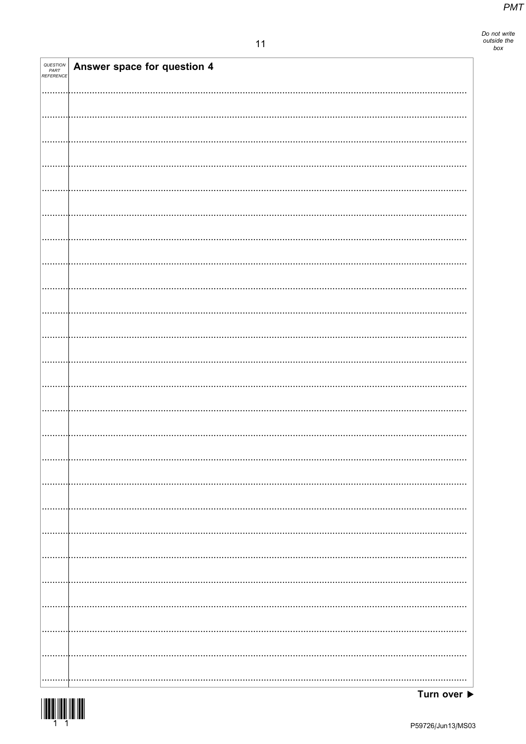| QUESTION PART REFERENCE | Answer space for question 4 |
|---|---|

Turn over ▶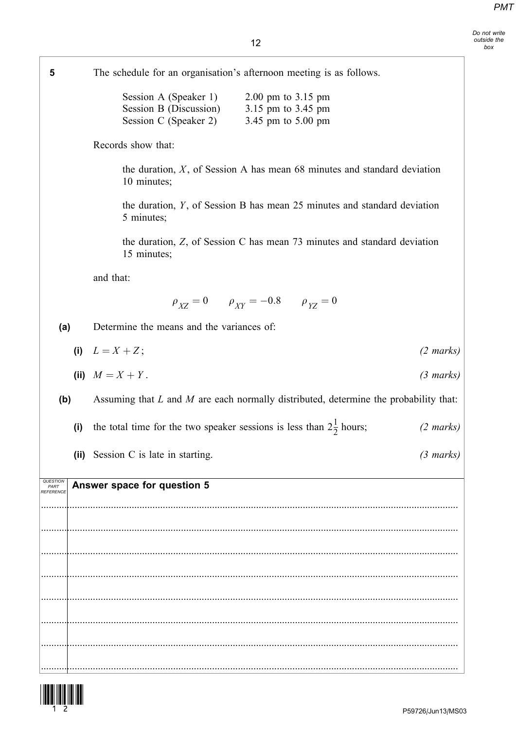**5** The schedule for an organisation's afternoon meeting is as follows.

| | |
|---|---|
| Session A (Speaker 1) | 2.00 pm to 3.15 pm |
| Session B (Discussion) | 3.15 pm to 3.45 pm |
| Session C (Speaker 2) | 3.45 pm to 5.00 pm |

Records show that:

the duration, $X$, of Session A has mean 68 minutes and standard deviation 10 minutes;

the duration, $Y$, of Session B has mean 25 minutes and standard deviation 5 minutes;

the duration, $Z$, of Session C has mean 73 minutes and standard deviation 15 minutes;

and that:

$$\rho_{XZ} = 0 \qquad \rho_{XY} = -0.8 \qquad \rho_{YZ} = 0$$

**(a)** Determine the means and the variances of:

**(i)** $L = X + Z$; *(2 marks)*

**(ii)** $M = X + Y$. *(3 marks)*

**(b)** Assuming that $L$ and $M$ are each normally distributed, determine the probability that:

**(i)** the total time for the two speaker sessions is less than $2\frac{1}{2}$ hours; *(2 marks)*

**(ii)** Session C is late in starting. *(3 marks)*

**Answer space for question 5**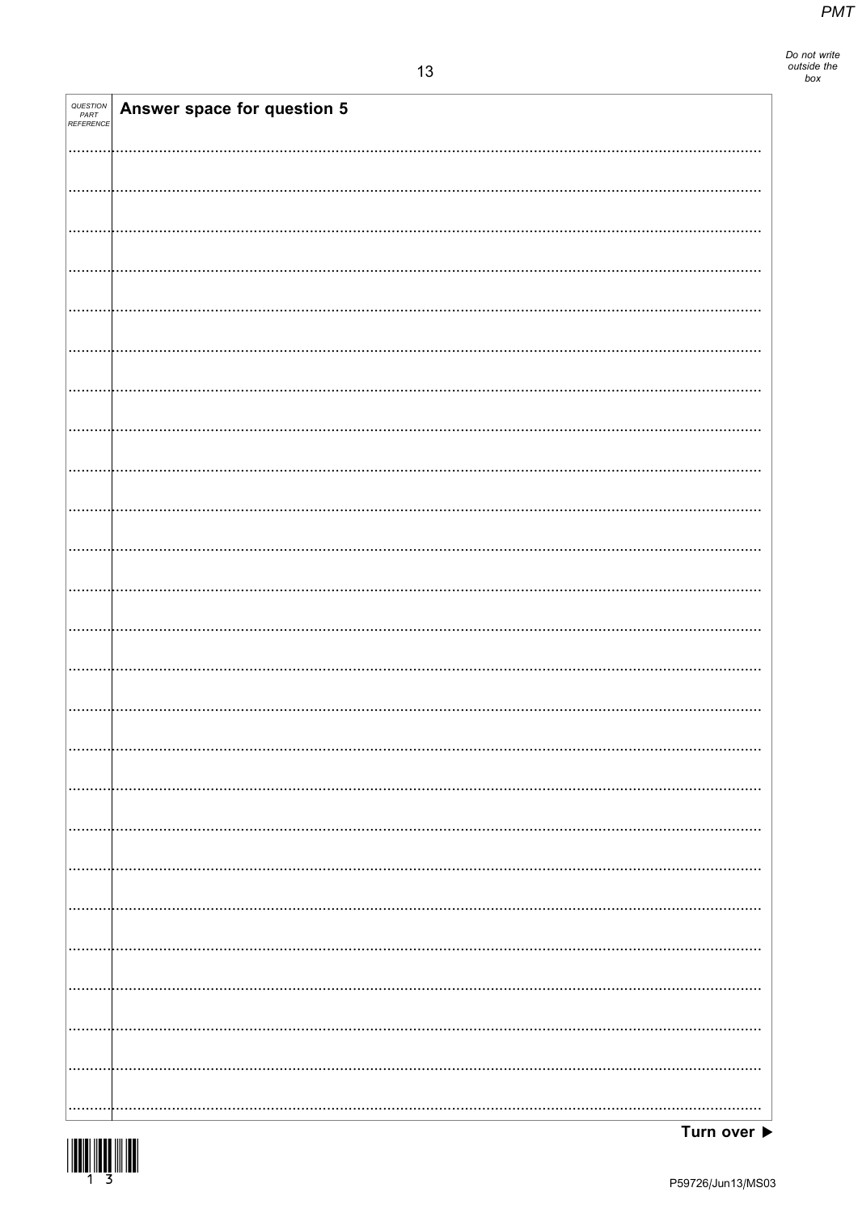| QUESTION PART REFERENCE | Answer space for question 5 |
| --- | --- |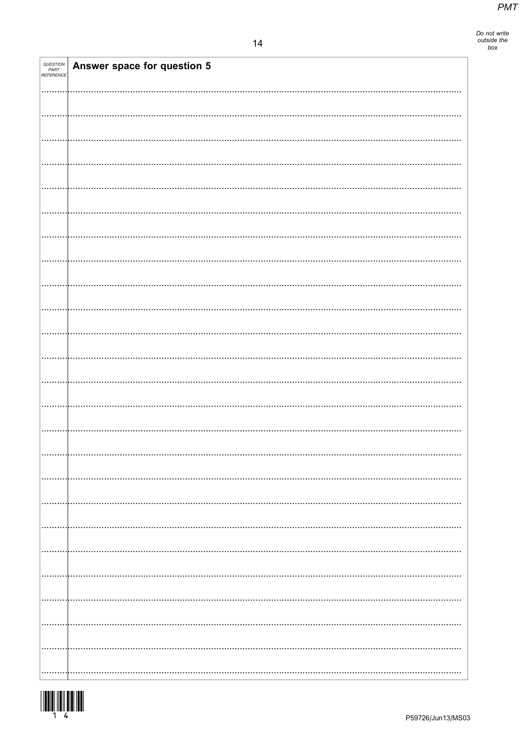| QUESTION PART REFERENCE | Answer space for question 5 |
|---|---|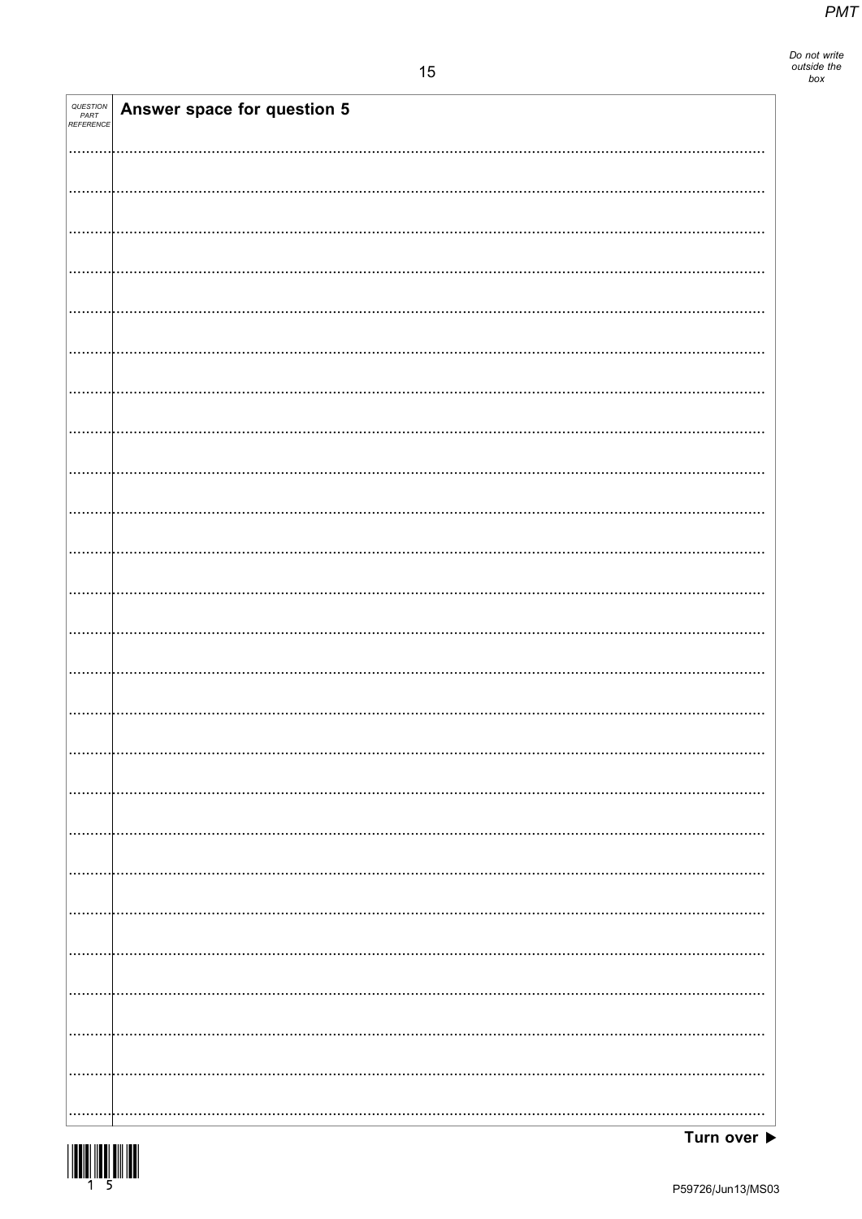| QUESTION PART REFERENCE | Answer space for question 5 |
|---|---|

Turn over ▶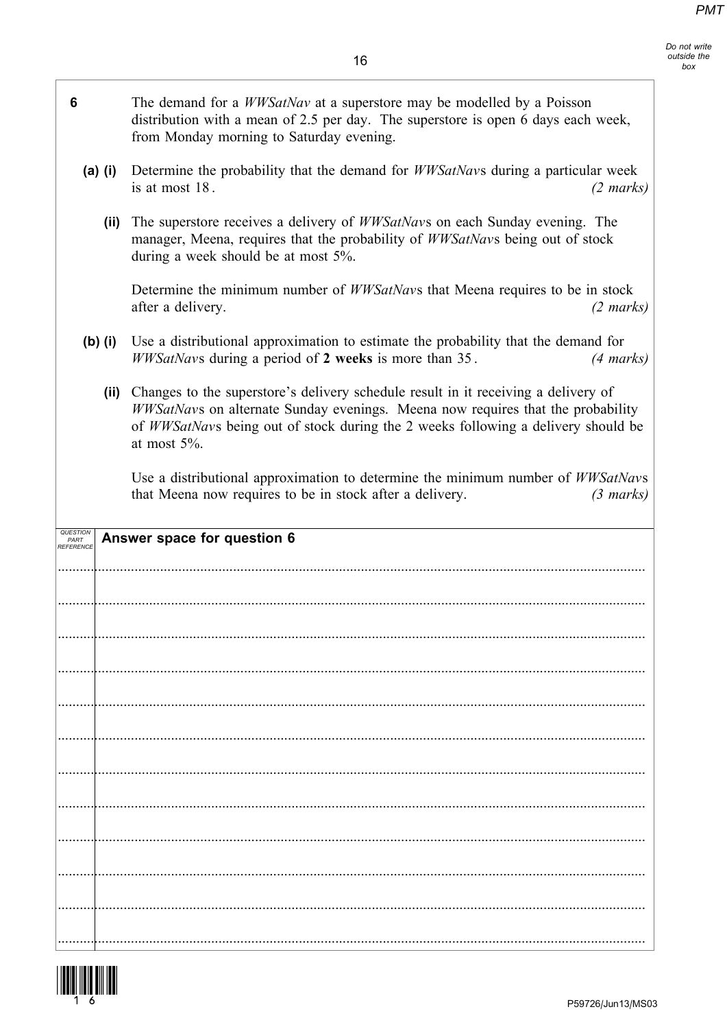**6** The demand for a *WWSatNav* at a superstore may be modelled by a Poisson distribution with a mean of 2.5 per day. The superstore is open 6 days each week, from Monday morning to Saturday evening.

**(a) (i)** Determine the probability that the demand for *WWSatNav*s during a particular week is at most 18. *(2 marks)*

**(ii)** The superstore receives a delivery of *WWSatNav*s on each Sunday evening. The manager, Meena, requires that the probability of *WWSatNav*s being out of stock during a week should be at most 5%.

Determine the minimum number of *WWSatNav*s that Meena requires to be in stock after a delivery. *(2 marks)*

**(b) (i)** Use a distributional approximation to estimate the probability that the demand for *WWSatNav*s during a period of **2 weeks** is more than 35. *(4 marks)*

**(ii)** Changes to the superstore's delivery schedule result in it receiving a delivery of *WWSatNav*s on alternate Sunday evenings. Meena now requires that the probability of *WWSatNav*s being out of stock during the 2 weeks following a delivery should be at most 5%.

Use a distributional approximation to determine the minimum number of *WWSatNav*s that Meena now requires to be in stock after a delivery. *(3 marks)*

**Answer space for question 6**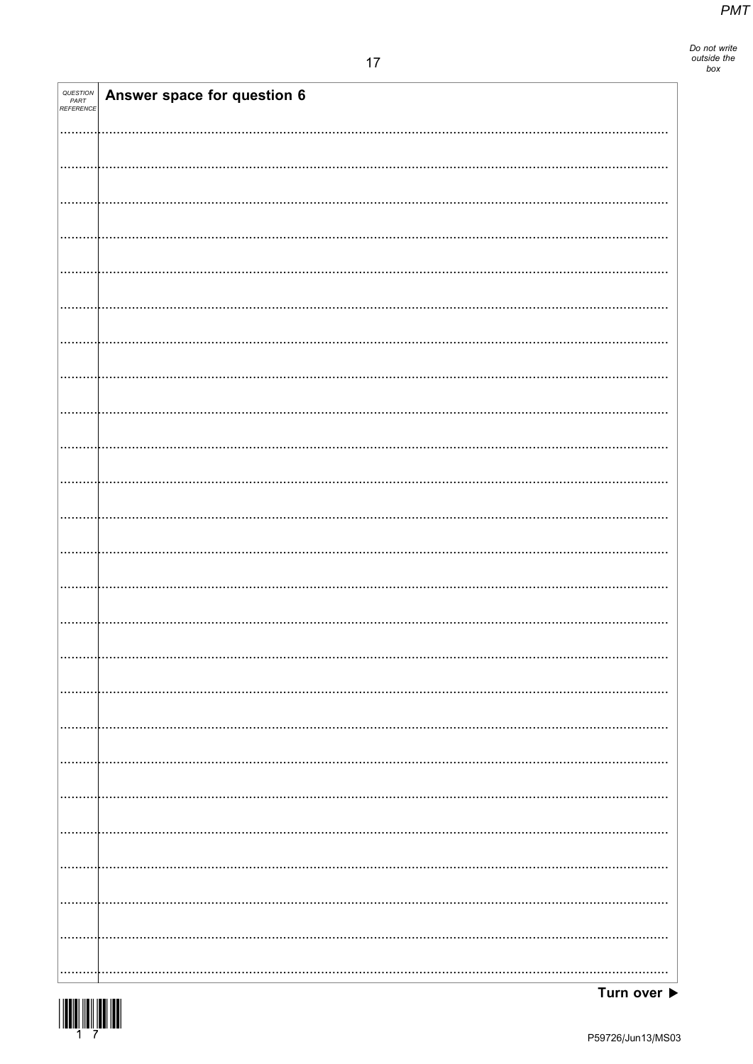| QUESTION PART REFERENCE | Answer space for question 6 |
| --- | --- |

Turn over ▶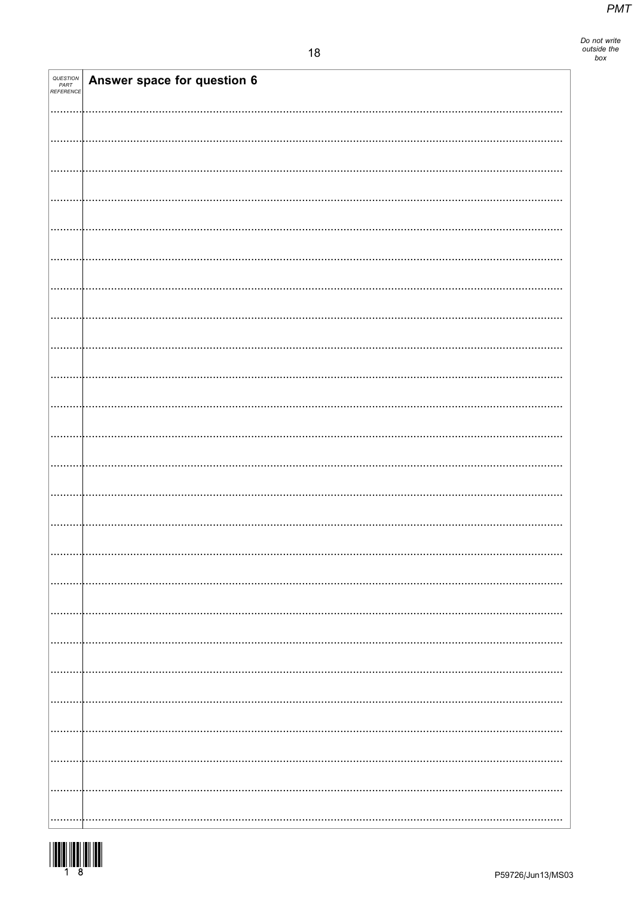| QUESTION PART REFERENCE | Answer space for question 6 |
| --- | --- |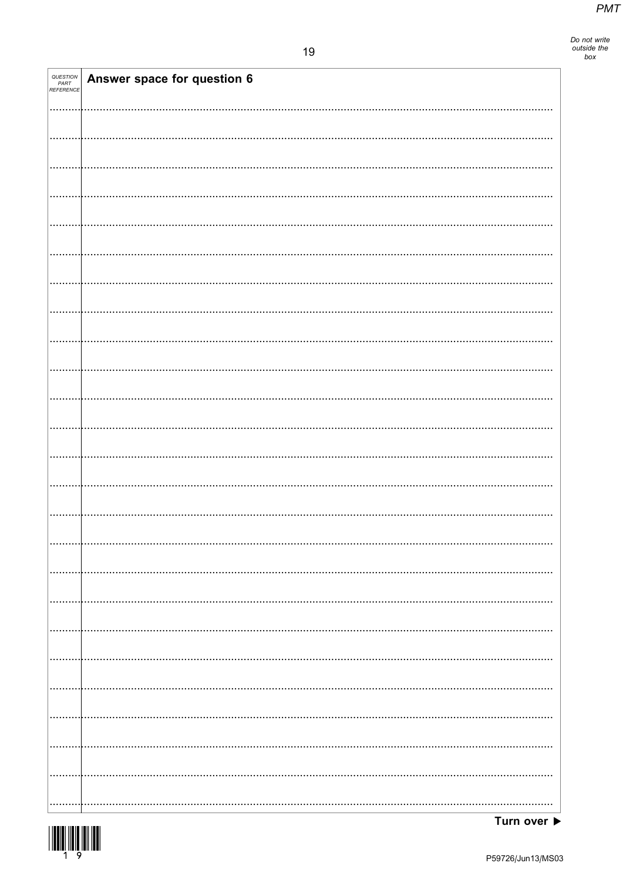| QUESTION PART REFERENCE | Answer space for question 6 |
| --- | --- |

Turn over ▶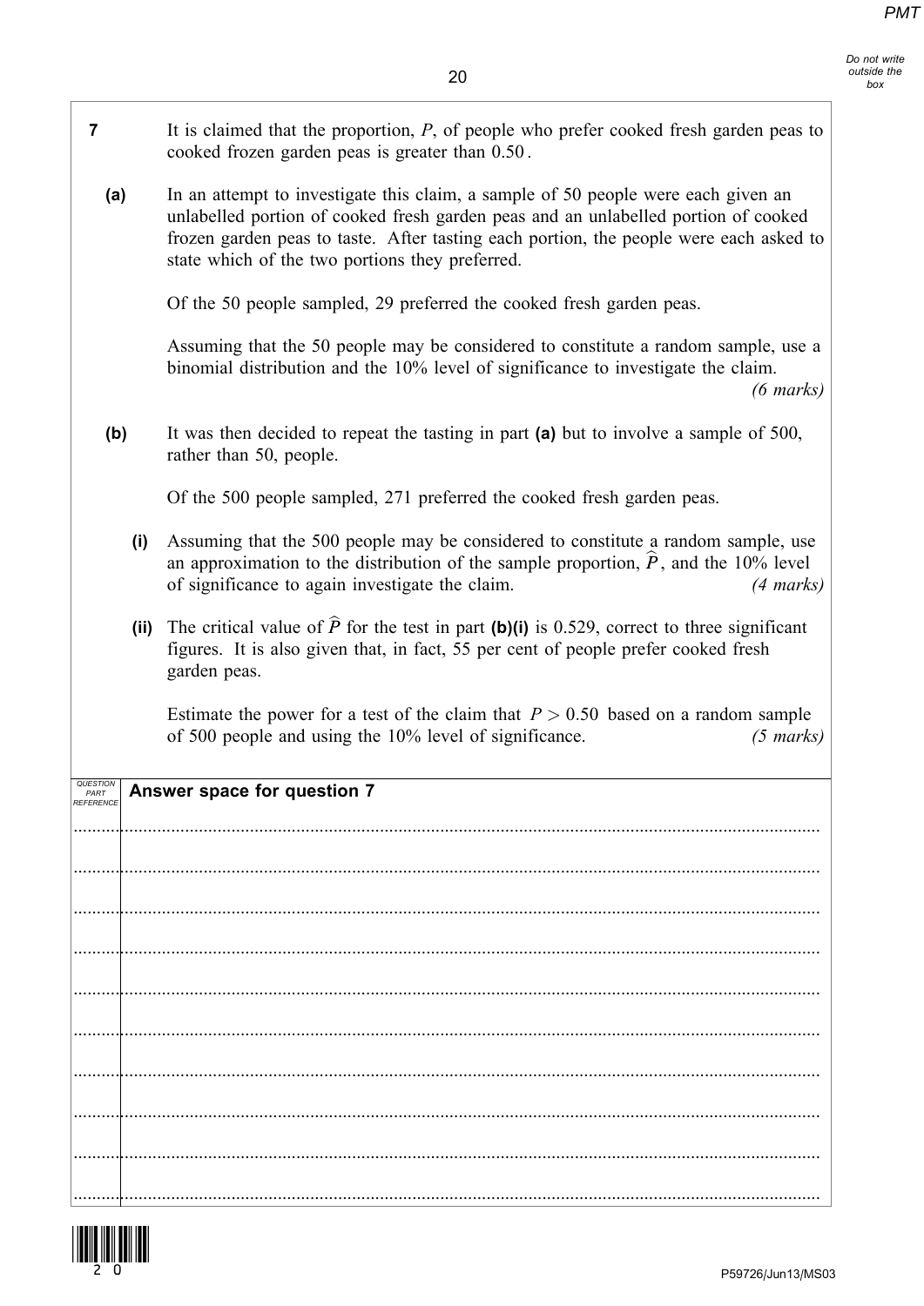**7** It is claimed that the proportion, $P$, of people who prefer cooked fresh garden peas to cooked frozen garden peas is greater than $0.50$.

**(a)** In an attempt to investigate this claim, a sample of 50 people were each given an unlabelled portion of cooked fresh garden peas and an unlabelled portion of cooked frozen garden peas to taste. After tasting each portion, the people were each asked to state which of the two portions they preferred.

Of the 50 people sampled, 29 preferred the cooked fresh garden peas.

Assuming that the 50 people may be considered to constitute a random sample, use a binomial distribution and the 10% level of significance to investigate the claim.
*(6 marks)*

**(b)** It was then decided to repeat the tasting in part **(a)** but to involve a sample of 500, rather than 50, people.

Of the 500 people sampled, 271 preferred the cooked fresh garden peas.

**(i)** Assuming that the 500 people may be considered to constitute a random sample, use an approximation to the distribution of the sample proportion, $\widehat{P}$, and the 10% level of significance to again investigate the claim. *(4 marks)*

**(ii)** The critical value of $\widehat{P}$ for the test in part **(b)(i)** is 0.529, correct to three significant figures. It is also given that, in fact, 55 per cent of people prefer cooked fresh garden peas.

Estimate the power for a test of the claim that $P > 0.50$ based on a random sample of 500 people and using the 10% level of significance. *(5 marks)*

| QUESTION PART REFERENCE | Answer space for question 7 |
|---|---|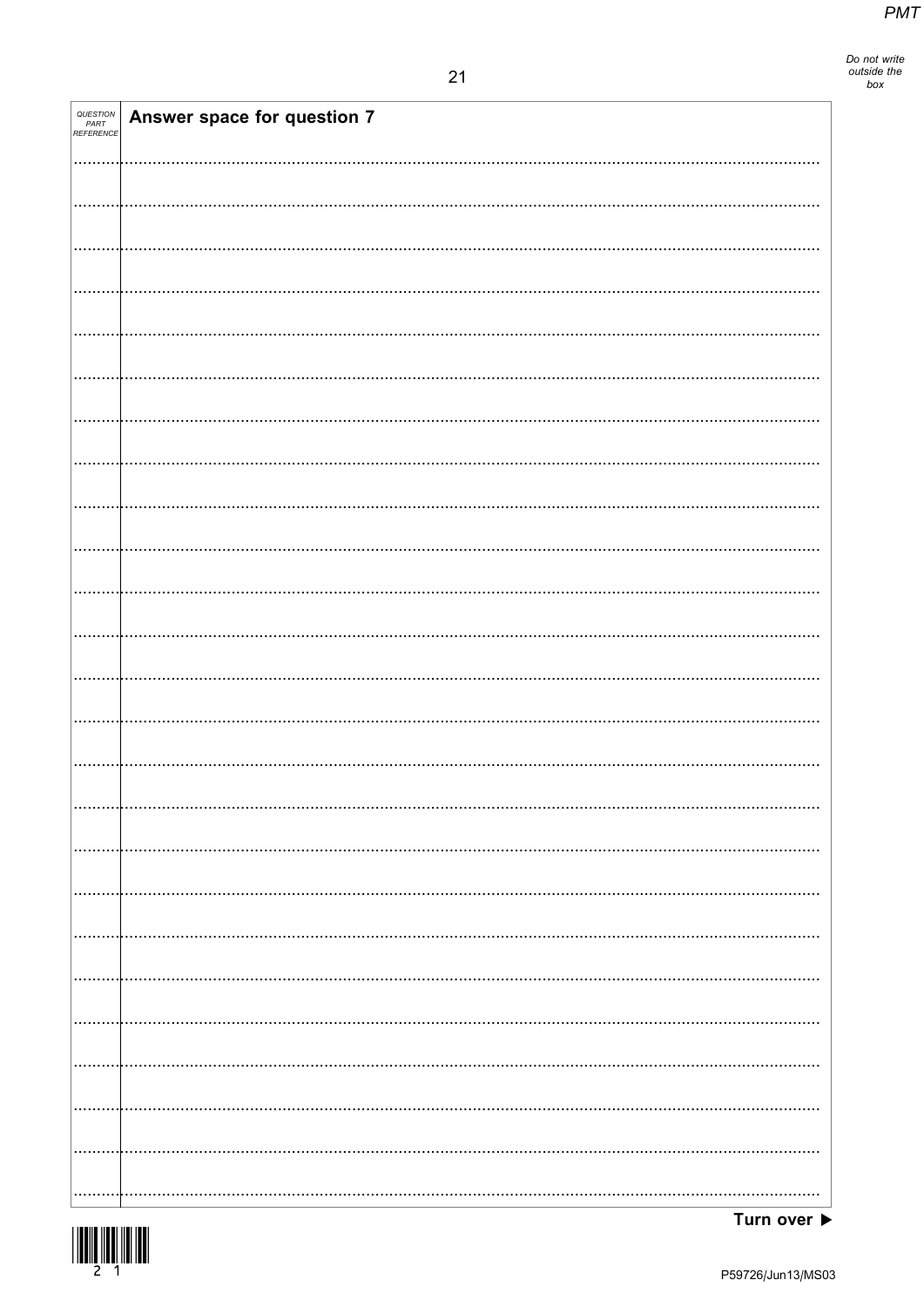Answer space for question 7

Turn over ▶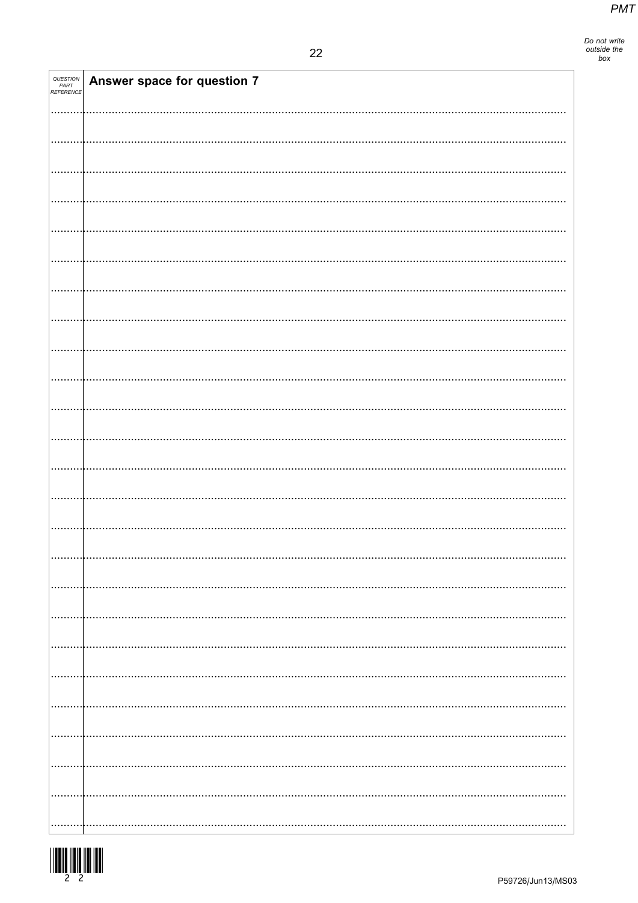| QUESTION PART REFERENCE | Answer space for question 7 |
|---|---|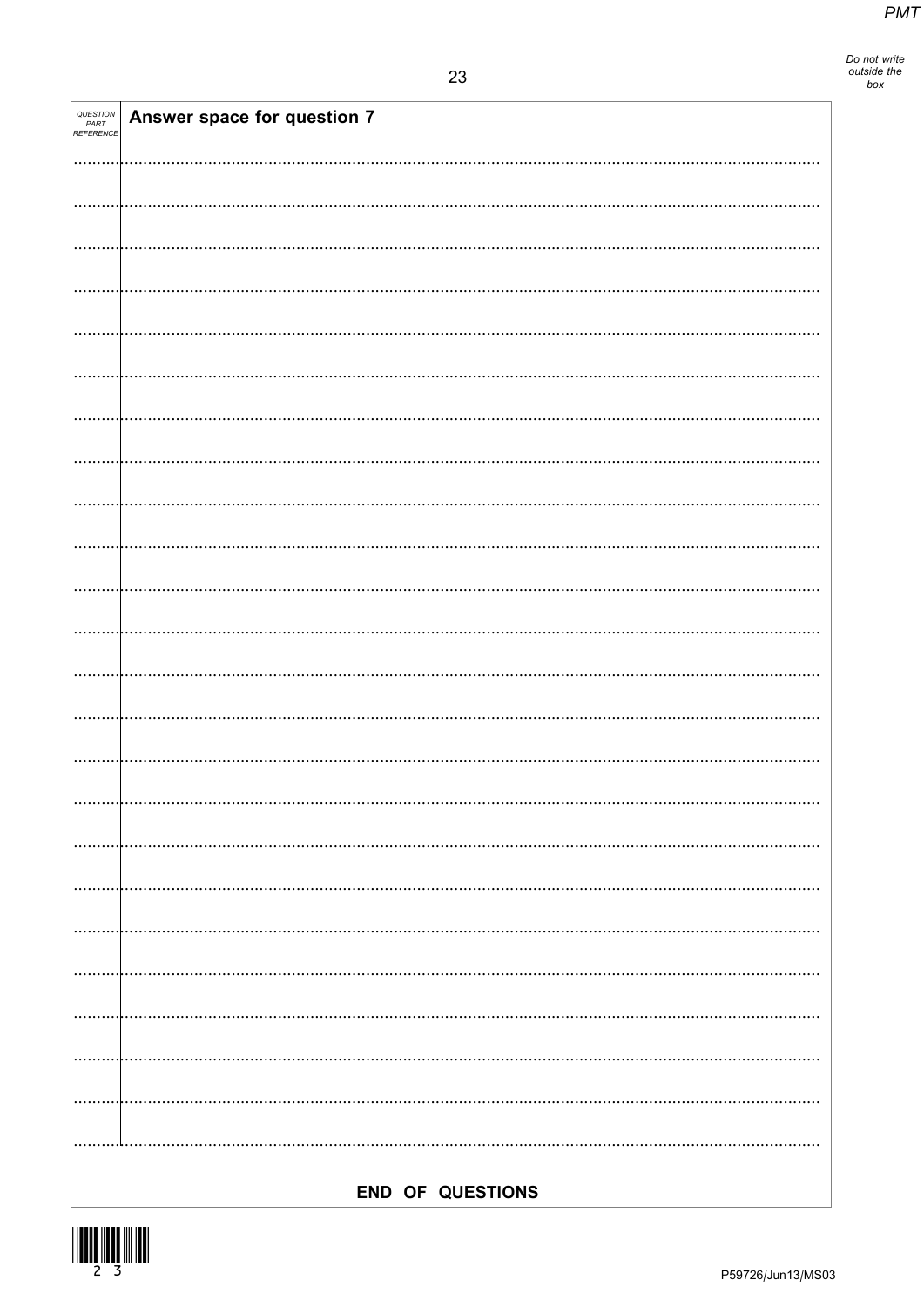| QUESTION PART REFERENCE | Answer space for question 7 |
|---|---|

**END OF QUESTIONS**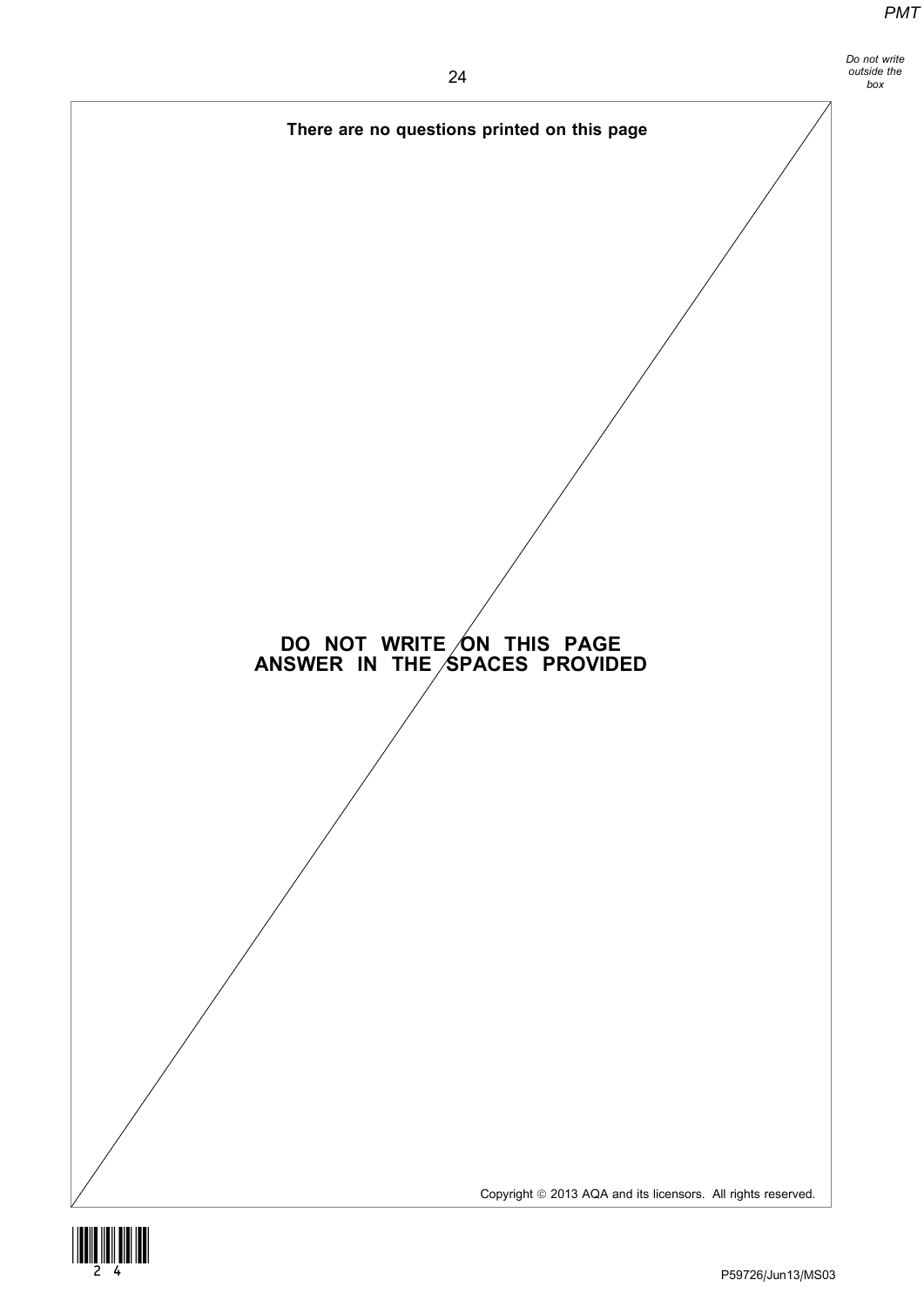**There are no questions printed on this page**

**DO NOT WRITE ON THIS PAGE**
**ANSWER IN THE SPACES PROVIDED**

Copyright © 2013 AQA and its licensors. All rights reserved.